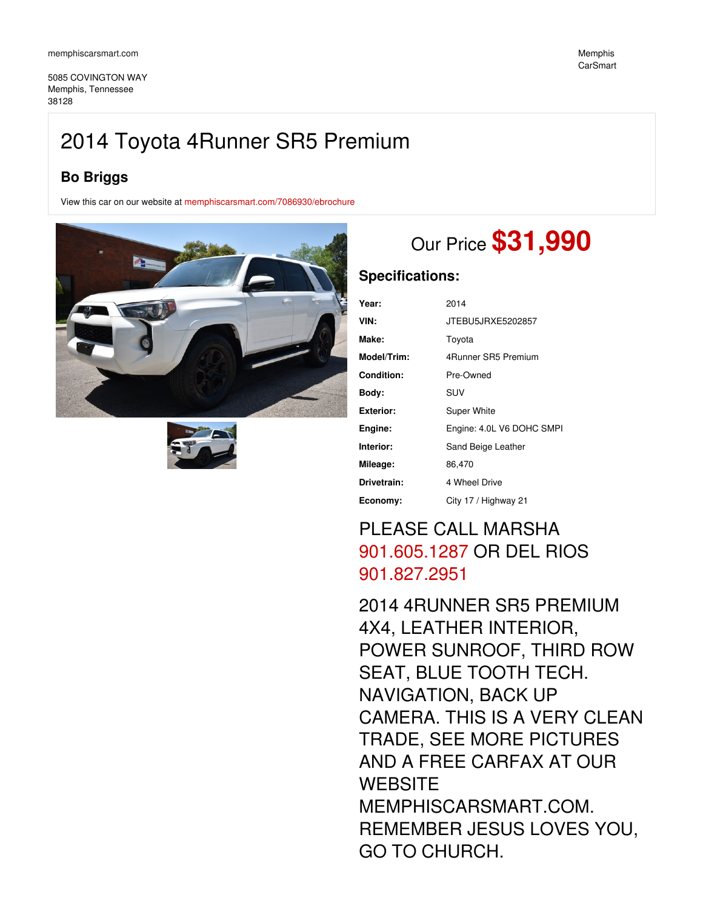memphiscarsmart.com

5085 COVINGTON WAY
Memphis, Tennessee
38128

Memphis CarSmart

# 2014 Toyota 4Runner SR5 Premium

## Bo Briggs

View this car on our website at memphiscarsmart.com/7086930/ebrochure

Our Price **$31,990**

### Specifications:

| | |
|---|---|
| **Year:** | 2014 |
| **VIN:** | JTEBU5JRXE5202857 |
| **Make:** | Toyota |
| **Model/Trim:** | 4Runner SR5 Premium |
| **Condition:** | Pre-Owned |
| **Body:** | SUV |
| **Exterior:** | Super White |
| **Engine:** | Engine: 4.0L V6 DOHC SMPI |
| **Interior:** | Sand Beige Leather |
| **Mileage:** | 86,470 |
| **Drivetrain:** | 4 Wheel Drive |
| **Economy:** | City 17 / Highway 21 |

PLEASE CALL MARSHA 901.605.1287 OR DEL RIOS 901.827.2951

2014 4RUNNER SR5 PREMIUM 4X4, LEATHER INTERIOR, POWER SUNROOF, THIRD ROW SEAT, BLUE TOOTH TECH. NAVIGATION, BACK UP CAMERA. THIS IS A VERY CLEAN TRADE, SEE MORE PICTURES AND A FREE CARFAX AT OUR WEBSITE MEMPHISCARSMART.COM. REMEMBER JESUS LOVES YOU, GO TO CHURCH.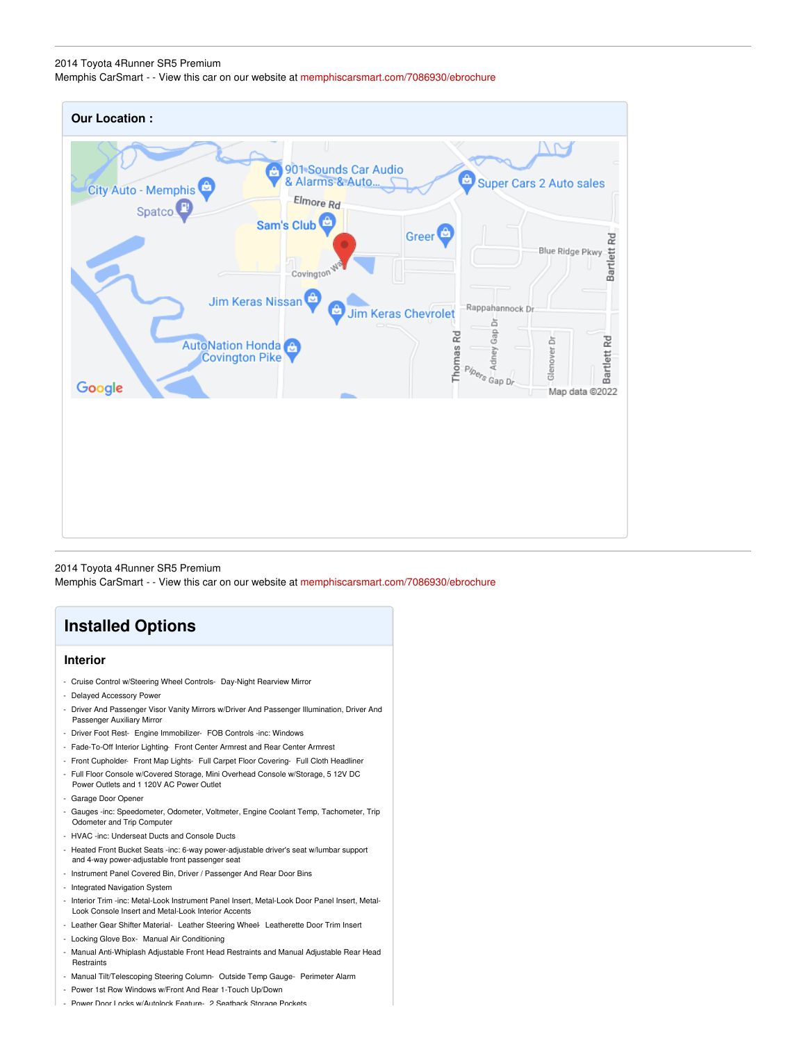2014 Toyota 4Runner SR5 Premium
Memphis CarSmart - - View this car on our website at memphiscarsmart.com/7086930/ebrochure

**Our Location :**

2014 Toyota 4Runner SR5 Premium
Memphis CarSmart - - View this car on our website at memphiscarsmart.com/7086930/ebrochure

## Installed Options

### Interior

- Cruise Control w/Steering Wheel Controls- Day-Night Rearview Mirror
- Delayed Accessory Power
- Driver And Passenger Visor Vanity Mirrors w/Driver And Passenger Illumination, Driver And Passenger Auxiliary Mirror
- Driver Foot Rest- Engine Immobilizer- FOB Controls -inc: Windows
- Fade-To-Off Interior Lighting- Front Center Armrest and Rear Center Armrest
- Front Cupholder- Front Map Lights- Full Carpet Floor Covering- Full Cloth Headliner
- Full Floor Console w/Covered Storage, Mini Overhead Console w/Storage, 5 12V DC Power Outlets and 1 120V AC Power Outlet
- Garage Door Opener
- Gauges -inc: Speedometer, Odometer, Voltmeter, Engine Coolant Temp, Tachometer, Trip Odometer and Trip Computer
- HVAC -inc: Underseat Ducts and Console Ducts
- Heated Front Bucket Seats -inc: 6-way power-adjustable driver's seat w/lumbar support and 4-way power-adjustable front passenger seat
- Instrument Panel Covered Bin, Driver / Passenger And Rear Door Bins
- Integrated Navigation System
- Interior Trim -inc: Metal-Look Instrument Panel Insert, Metal-Look Door Panel Insert, Metal-Look Console Insert and Metal-Look Interior Accents
- Leather Gear Shifter Material- Leather Steering Wheel- Leatherette Door Trim Insert
- Locking Glove Box- Manual Air Conditioning
- Manual Anti-Whiplash Adjustable Front Head Restraints and Manual Adjustable Rear Head Restraints
- Manual Tilt/Telescoping Steering Column- Outside Temp Gauge- Perimeter Alarm
- Power 1st Row Windows w/Front And Rear 1-Touch Up/Down
- Power Door Locks w/Autolock Feature- 2 Seatback Storage Pockets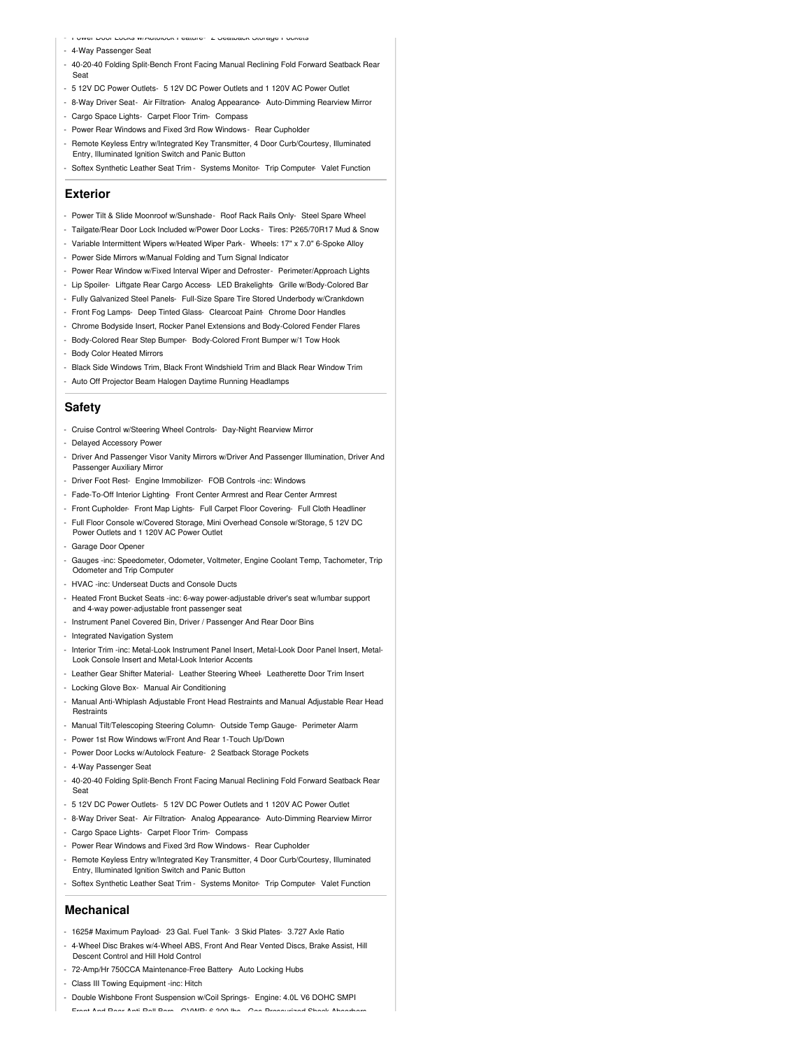- Power Door Locks w/Autolock Feature- 2 Seatback Storage Pockets
- 4-Way Passenger Seat
- 40-20-40 Folding Split-Bench Front Facing Manual Reclining Fold Forward Seatback Rear Seat
- 5 12V DC Power Outlets- 5 12V DC Power Outlets and 1 120V AC Power Outlet
- 8-Way Driver Seat- Air Filtration- Analog Appearance- Auto-Dimming Rearview Mirror
- Cargo Space Lights- Carpet Floor Trim- Compass
- Power Rear Windows and Fixed 3rd Row Windows- Rear Cupholder
- Remote Keyless Entry w/Integrated Key Transmitter, 4 Door Curb/Courtesy, Illuminated Entry, Illuminated Ignition Switch and Panic Button
- Softex Synthetic Leather Seat Trim - Systems Monitor- Trip Computer- Valet Function

## Exterior

- Power Tilt & Slide Moonroof w/Sunshade- Roof Rack Rails Only- Steel Spare Wheel
- Tailgate/Rear Door Lock Included w/Power Door Locks - Tires: P265/70R17 Mud & Snow
- Variable Intermittent Wipers w/Heated Wiper Park- Wheels: 17" x 7.0" 6-Spoke Alloy
- Power Side Mirrors w/Manual Folding and Turn Signal Indicator
- Power Rear Window w/Fixed Interval Wiper and Defroster- Perimeter/Approach Lights
- Lip Spoiler- Liftgate Rear Cargo Access- LED Brakelights- Grille w/Body-Colored Bar
- Fully Galvanized Steel Panels- Full-Size Spare Tire Stored Underbody w/Crankdown
- Front Fog Lamps- Deep Tinted Glass- Clearcoat Paint- Chrome Door Handles
- Chrome Bodyside Insert, Rocker Panel Extensions and Body-Colored Fender Flares
- Body-Colored Rear Step Bumper- Body-Colored Front Bumper w/1 Tow Hook
- Body Color Heated Mirrors
- Black Side Windows Trim, Black Front Windshield Trim and Black Rear Window Trim
- Auto Off Projector Beam Halogen Daytime Running Headlamps

## Safety

- Cruise Control w/Steering Wheel Controls- Day-Night Rearview Mirror
- Delayed Accessory Power
- Driver And Passenger Visor Vanity Mirrors w/Driver And Passenger Illumination, Driver And Passenger Auxiliary Mirror
- Driver Foot Rest- Engine Immobilizer- FOB Controls -inc: Windows
- Fade-To-Off Interior Lighting- Front Center Armrest and Rear Center Armrest
- Front Cupholder- Front Map Lights- Full Carpet Floor Covering- Full Cloth Headliner
- Full Floor Console w/Covered Storage, Mini Overhead Console w/Storage, 5 12V DC Power Outlets and 1 120V AC Power Outlet
- Garage Door Opener
- Gauges -inc: Speedometer, Odometer, Voltmeter, Engine Coolant Temp, Tachometer, Trip Odometer and Trip Computer
- HVAC -inc: Underseat Ducts and Console Ducts
- Heated Front Bucket Seats -inc: 6-way power-adjustable driver's seat w/lumbar support and 4-way power-adjustable front passenger seat
- Instrument Panel Covered Bin, Driver / Passenger And Rear Door Bins
- Integrated Navigation System
- Interior Trim -inc: Metal-Look Instrument Panel Insert, Metal-Look Door Panel Insert, Metal-Look Console Insert and Metal-Look Interior Accents
- Leather Gear Shifter Material- Leather Steering Wheel- Leatherette Door Trim Insert
- Locking Glove Box- Manual Air Conditioning
- Manual Anti-Whiplash Adjustable Front Head Restraints and Manual Adjustable Rear Head Restraints
- Manual Tilt/Telescoping Steering Column- Outside Temp Gauge- Perimeter Alarm
- Power 1st Row Windows w/Front And Rear 1-Touch Up/Down
- Power Door Locks w/Autolock Feature- 2 Seatback Storage Pockets
- 4-Way Passenger Seat
- 40-20-40 Folding Split-Bench Front Facing Manual Reclining Fold Forward Seatback Rear Seat
- 5 12V DC Power Outlets- 5 12V DC Power Outlets and 1 120V AC Power Outlet
- 8-Way Driver Seat- Air Filtration- Analog Appearance- Auto-Dimming Rearview Mirror
- Cargo Space Lights- Carpet Floor Trim- Compass
- Power Rear Windows and Fixed 3rd Row Windows- Rear Cupholder
- Remote Keyless Entry w/Integrated Key Transmitter, 4 Door Curb/Courtesy, Illuminated Entry, Illuminated Ignition Switch and Panic Button
- Softex Synthetic Leather Seat Trim - Systems Monitor- Trip Computer- Valet Function

## Mechanical

- 1625# Maximum Payload- 23 Gal. Fuel Tank- 3 Skid Plates- 3.727 Axle Ratio
- 4-Wheel Disc Brakes w/4-Wheel ABS, Front And Rear Vented Discs, Brake Assist, Hill Descent Control and Hill Hold Control
- 72-Amp/Hr 750CCA Maintenance-Free Battery- Auto Locking Hubs
- Class III Towing Equipment -inc: Hitch
- Double Wishbone Front Suspension w/Coil Springs- Engine: 4.0L V6 DOHC SMPI
- Front And Rear Anti-Roll Bars- GVWR: 6,300 lbs- Gas-Pressurized Shock Absorbers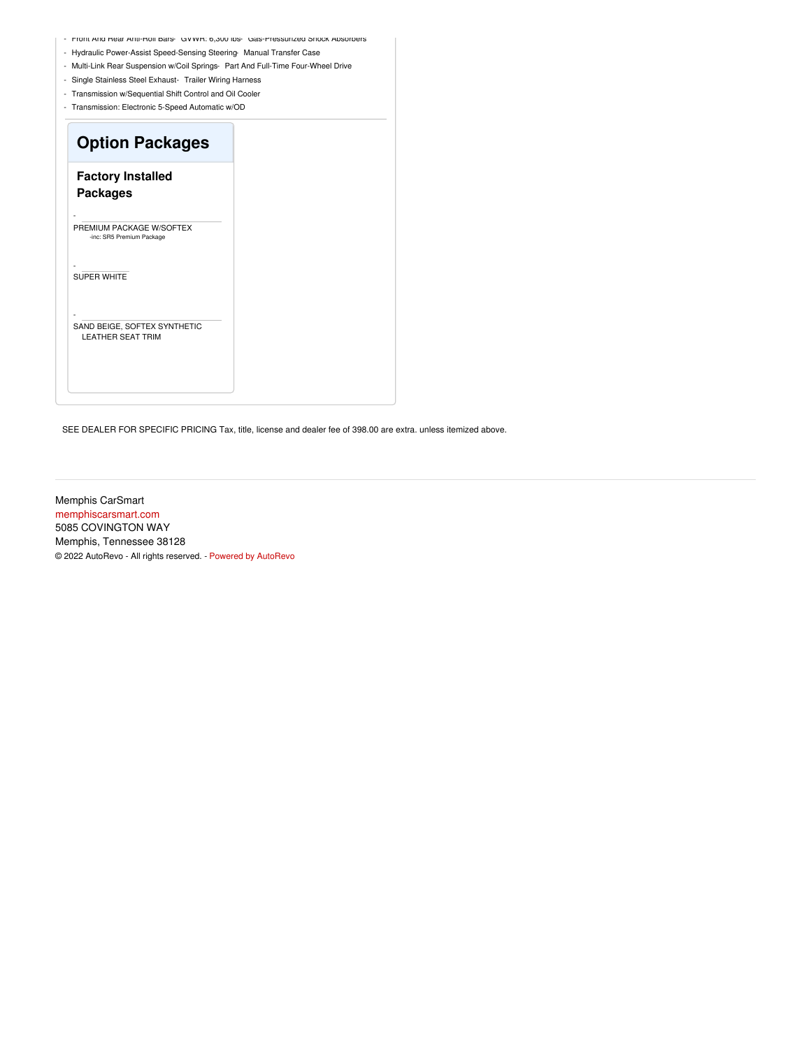- Front And Rear Anti-Roll Bars- GVWR: 6,300 lbs- Gas-Pressurized Shock Absorbers
- Hydraulic Power-Assist Speed-Sensing Steering- Manual Transfer Case
- Multi-Link Rear Suspension w/Coil Springs- Part And Full-Time Four-Wheel Drive
- Single Stainless Steel Exhaust- Trailer Wiring Harness
- Transmission w/Sequential Shift Control and Oil Cooler
- Transmission: Electronic 5-Speed Automatic w/OD

## Option Packages

### Factory Installed Packages

-

PREMIUM PACKAGE W/SOFTEX
-inc: SR5 Premium Package

-

SUPER WHITE

-

SAND BEIGE, SOFTEX SYNTHETIC LEATHER SEAT TRIM

SEE DEALER FOR SPECIFIC PRICING Tax, title, license and dealer fee of 398.00 are extra. unless itemized above.

Memphis CarSmart
memphiscarsmart.com
5085 COVINGTON WAY
Memphis, Tennessee 38128
© 2022 AutoRevo - All rights reserved. - Powered by AutoRevo